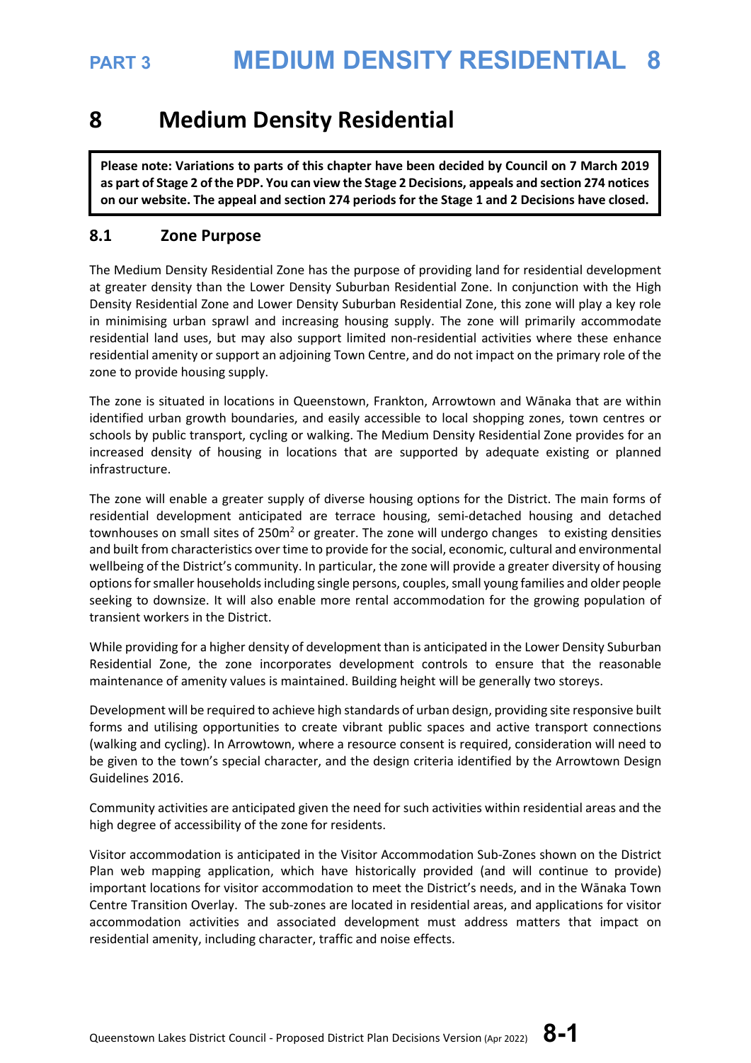# 8 Medium Density Residential

**Please note: Variations to parts of this chapter have been decided by Council on 7 March 2019 as part of Stage 2 of the PDP. You can view the Stage 2 Decisions, appeals and section 274 notices on our website. The appeal and section 274 periods for the Stage 1 and 2 Decisions have closed.**

## 8.1 Zone Purpose

The Medium Density Residential Zone has the purpose of providing land for residential development at greater density than the Lower Density Suburban Residential Zone. In conjunction with the High Density Residential Zone and Lower Density Suburban Residential Zone, this zone will play a key role in minimising urban sprawl and increasing housing supply. The zone will primarily accommodate residential land uses, but may also support limited non-residential activities where these enhance residential amenity or support an adjoining Town Centre, and do not impact on the primary role of the zone to provide housing supply.

The zone is situated in locations in Queenstown, Frankton, Arrowtown and Wānaka that are within identified urban growth boundaries, and easily accessible to local shopping zones, town centres or schools by public transport, cycling or walking. The Medium Density Residential Zone provides for an increased density of housing in locations that are supported by adequate existing or planned infrastructure.

The zone will enable a greater supply of diverse housing options for the District. The main forms of residential development anticipated are terrace housing, semi-detached housing and detached townhouses on small sites of 250m² or greater. The zone will undergo changes to existing densities and built from characteristics over time to provide for the social, economic, cultural and environmental wellbeing of the District's community. In particular, the zone will provide a greater diversity of housing options for smaller households including single persons, couples, small young families and older people seeking to downsize. It will also enable more rental accommodation for the growing population of transient workers in the District.

While providing for a higher density of development than is anticipated in the Lower Density Suburban Residential Zone, the zone incorporates development controls to ensure that the reasonable maintenance of amenity values is maintained. Building height will be generally two storeys.

Development will be required to achieve high standards of urban design, providing site responsive built forms and utilising opportunities to create vibrant public spaces and active transport connections (walking and cycling). In Arrowtown, where a resource consent is required, consideration will need to be given to the town's special character, and the design criteria identified by the Arrowtown Design Guidelines 2016.

Community activities are anticipated given the need for such activities within residential areas and the high degree of accessibility of the zone for residents.

Visitor accommodation is anticipated in the Visitor Accommodation Sub-Zones shown on the District Plan web mapping application, which have historically provided (and will continue to provide) important locations for visitor accommodation to meet the District's needs, and in the Wānaka Town Centre Transition Overlay. The sub-zones are located in residential areas, and applications for visitor accommodation activities and associated development must address matters that impact on residential amenity, including character, traffic and noise effects.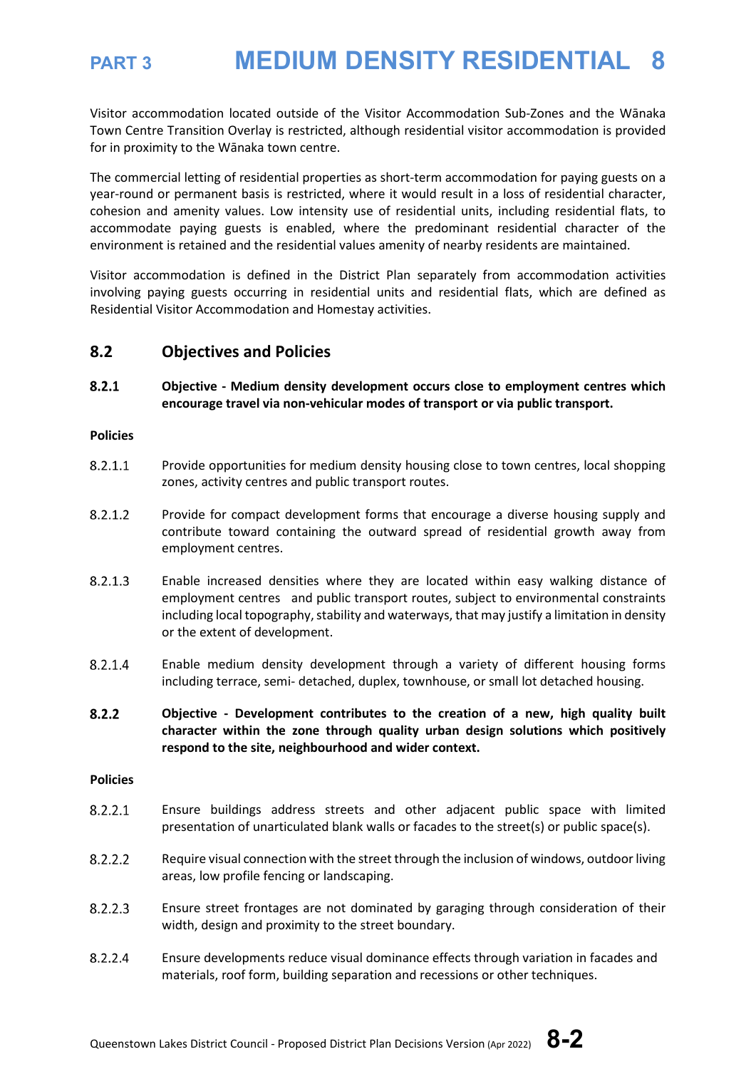Visitor accommodation located outside of the Visitor Accommodation Sub-Zones and the Wānaka Town Centre Transition Overlay is restricted, although residential visitor accommodation is provided for in proximity to the Wānaka town centre.

The commercial letting of residential properties as short-term accommodation for paying guests on a year-round or permanent basis is restricted, where it would result in a loss of residential character, cohesion and amenity values. Low intensity use of residential units, including residential flats, to accommodate paying guests is enabled, where the predominant residential character of the environment is retained and the residential values amenity of nearby residents are maintained.

Visitor accommodation is defined in the District Plan separately from accommodation activities involving paying guests occurring in residential units and residential flats, which are defined as Residential Visitor Accommodation and Homestay activities.

## 8.2 Objectives and Policies

**8.2.1 Objective - Medium density development occurs close to employment centres which encourage travel via non-vehicular modes of transport or via public transport.**

**Policies**

8.2.1.1 Provide opportunities for medium density housing close to town centres, local shopping zones, activity centres and public transport routes.

8.2.1.2 Provide for compact development forms that encourage a diverse housing supply and contribute toward containing the outward spread of residential growth away from employment centres.

8.2.1.3 Enable increased densities where they are located within easy walking distance of employment centres and public transport routes, subject to environmental constraints including local topography, stability and waterways, that may justify a limitation in density or the extent of development.

8.2.1.4 Enable medium density development through a variety of different housing forms including terrace, semi- detached, duplex, townhouse, or small lot detached housing.

**8.2.2 Objective - Development contributes to the creation of a new, high quality built character within the zone through quality urban design solutions which positively respond to the site, neighbourhood and wider context.**

**Policies**

8.2.2.1 Ensure buildings address streets and other adjacent public space with limited presentation of unarticulated blank walls or facades to the street(s) or public space(s).

8.2.2.2 Require visual connection with the street through the inclusion of windows, outdoor living areas, low profile fencing or landscaping.

8.2.2.3 Ensure street frontages are not dominated by garaging through consideration of their width, design and proximity to the street boundary.

8.2.2.4 Ensure developments reduce visual dominance effects through variation in facades and materials, roof form, building separation and recessions or other techniques.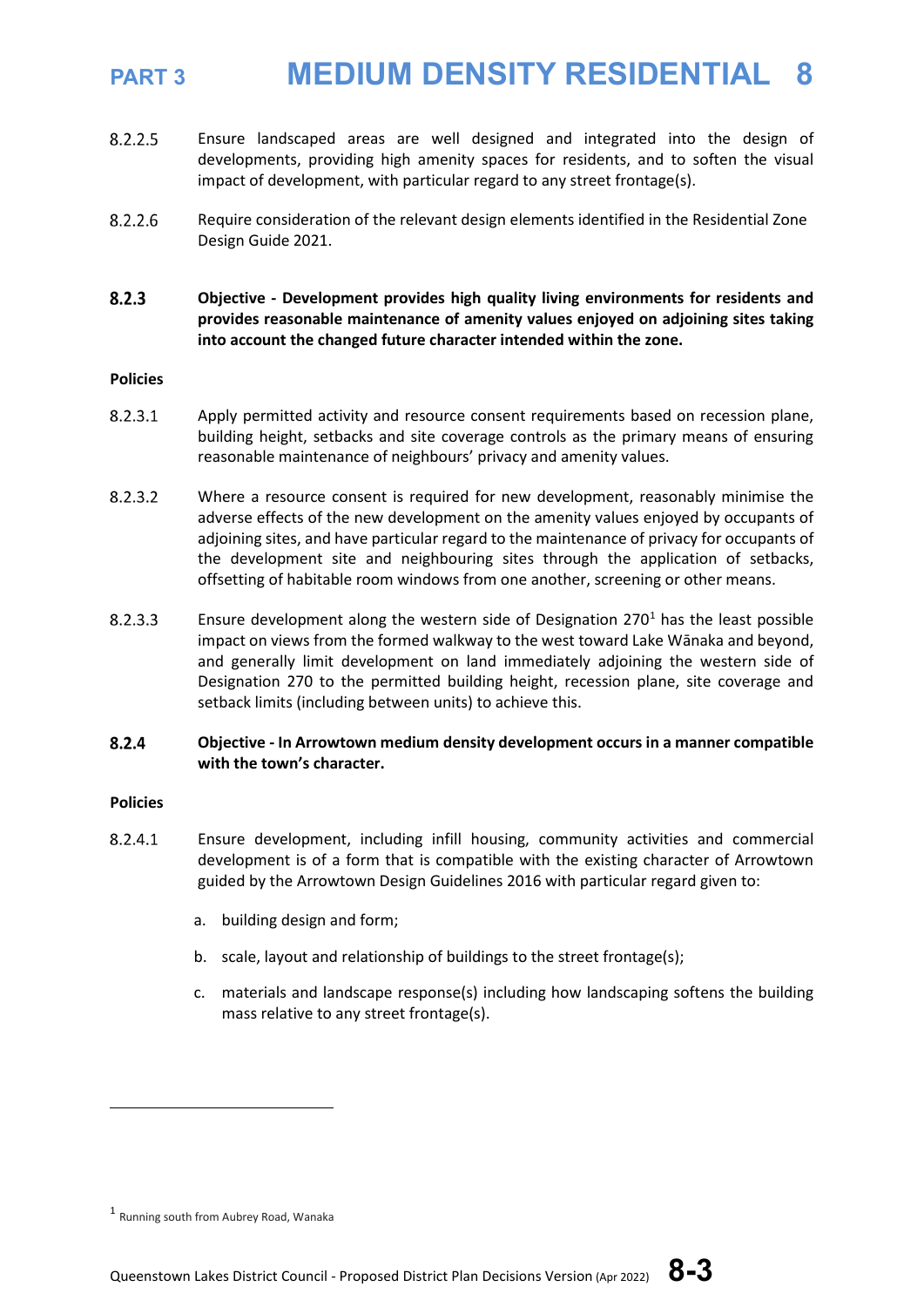8.2.2.5 Ensure landscaped areas are well designed and integrated into the design of developments, providing high amenity spaces for residents, and to soften the visual impact of development, with particular regard to any street frontage(s).

8.2.2.6 Require consideration of the relevant design elements identified in the Residential Zone Design Guide 2021.

**8.2.3 Objective - Development provides high quality living environments for residents and provides reasonable maintenance of amenity values enjoyed on adjoining sites taking into account the changed future character intended within the zone.**

**Policies**

8.2.3.1 Apply permitted activity and resource consent requirements based on recession plane, building height, setbacks and site coverage controls as the primary means of ensuring reasonable maintenance of neighbours' privacy and amenity values.

8.2.3.2 Where a resource consent is required for new development, reasonably minimise the adverse effects of the new development on the amenity values enjoyed by occupants of adjoining sites, and have particular regard to the maintenance of privacy for occupants of the development site and neighbouring sites through the application of setbacks, offsetting of habitable room windows from one another, screening or other means.

8.2.3.3 Ensure development along the western side of Designation 270[1] has the least possible impact on views from the formed walkway to the west toward Lake Wānaka and beyond, and generally limit development on land immediately adjoining the western side of Designation 270 to the permitted building height, recession plane, site coverage and setback limits (including between units) to achieve this.

**8.2.4 Objective - In Arrowtown medium density development occurs in a manner compatible with the town's character.**

**Policies**

8.2.4.1 Ensure development, including infill housing, community activities and commercial development is of a form that is compatible with the existing character of Arrowtown guided by the Arrowtown Design Guidelines 2016 with particular regard given to:

a. building design and form;

b. scale, layout and relationship of buildings to the street frontage(s);

c. materials and landscape response(s) including how landscaping softens the building mass relative to any street frontage(s).

---

[1] Running south from Aubrey Road, Wanaka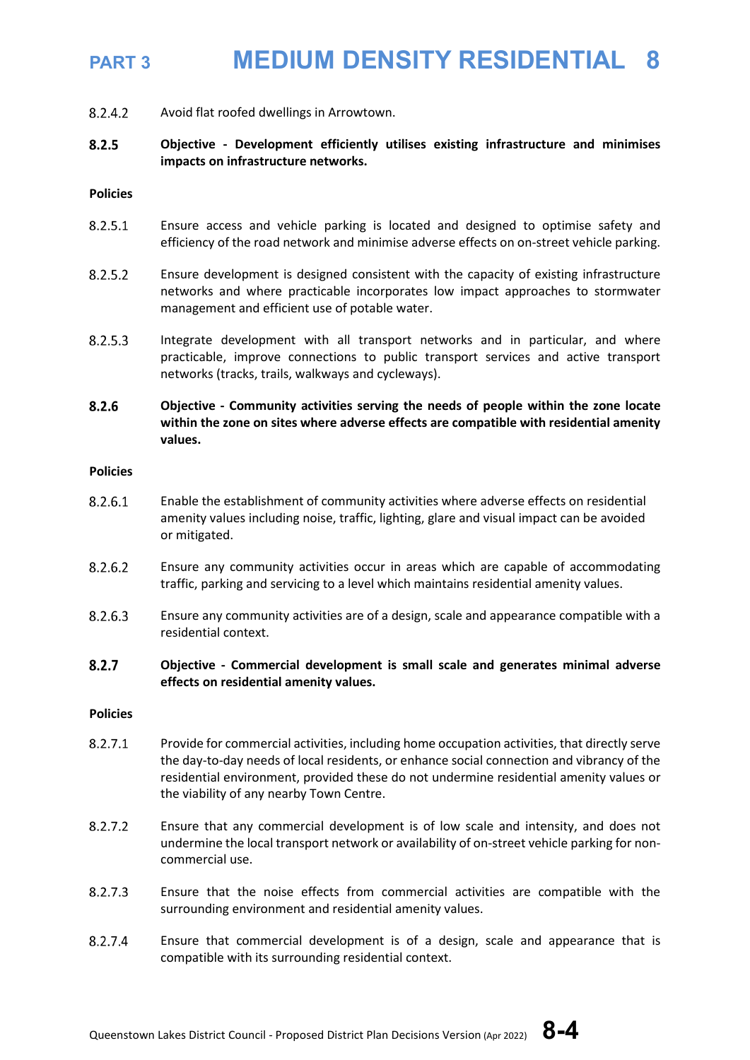8.2.4.2 Avoid flat roofed dwellings in Arrowtown.

**8.2.5 Objective - Development efficiently utilises existing infrastructure and minimises impacts on infrastructure networks.**

**Policies**

8.2.5.1 Ensure access and vehicle parking is located and designed to optimise safety and efficiency of the road network and minimise adverse effects on on-street vehicle parking.

8.2.5.2 Ensure development is designed consistent with the capacity of existing infrastructure networks and where practicable incorporates low impact approaches to stormwater management and efficient use of potable water.

8.2.5.3 Integrate development with all transport networks and in particular, and where practicable, improve connections to public transport services and active transport networks (tracks, trails, walkways and cycleways).

**8.2.6 Objective - Community activities serving the needs of people within the zone locate within the zone on sites where adverse effects are compatible with residential amenity values.**

**Policies**

8.2.6.1 Enable the establishment of community activities where adverse effects on residential amenity values including noise, traffic, lighting, glare and visual impact can be avoided or mitigated.

8.2.6.2 Ensure any community activities occur in areas which are capable of accommodating traffic, parking and servicing to a level which maintains residential amenity values.

8.2.6.3 Ensure any community activities are of a design, scale and appearance compatible with a residential context.

**8.2.7 Objective - Commercial development is small scale and generates minimal adverse effects on residential amenity values.**

**Policies**

8.2.7.1 Provide for commercial activities, including home occupation activities, that directly serve the day-to-day needs of local residents, or enhance social connection and vibrancy of the residential environment, provided these do not undermine residential amenity values or the viability of any nearby Town Centre.

8.2.7.2 Ensure that any commercial development is of low scale and intensity, and does not undermine the local transport network or availability of on-street vehicle parking for non-commercial use.

8.2.7.3 Ensure that the noise effects from commercial activities are compatible with the surrounding environment and residential amenity values.

8.2.7.4 Ensure that commercial development is of a design, scale and appearance that is compatible with its surrounding residential context.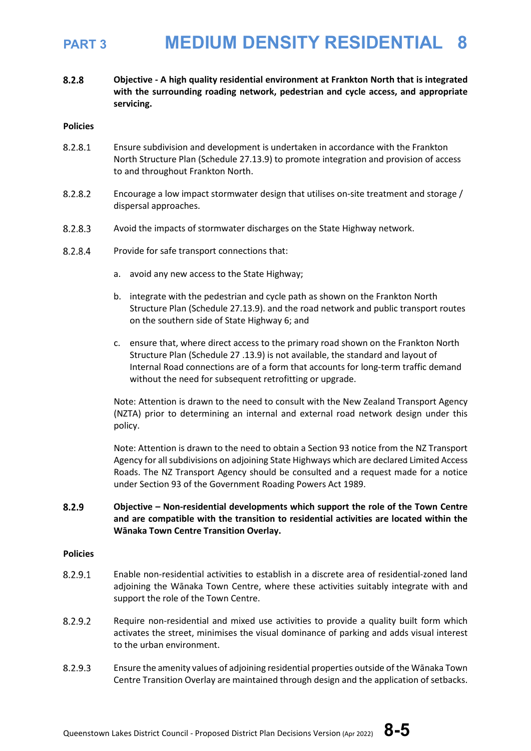**8.2.8 Objective - A high quality residential environment at Frankton North that is integrated with the surrounding roading network, pedestrian and cycle access, and appropriate servicing.**

**Policies**

8.2.8.1 Ensure subdivision and development is undertaken in accordance with the Frankton North Structure Plan (Schedule 27.13.9) to promote integration and provision of access to and throughout Frankton North.

8.2.8.2 Encourage a low impact stormwater design that utilises on-site treatment and storage / dispersal approaches.

8.2.8.3 Avoid the impacts of stormwater discharges on the State Highway network.

8.2.8.4 Provide for safe transport connections that:

a. avoid any new access to the State Highway;

b. integrate with the pedestrian and cycle path as shown on the Frankton North Structure Plan (Schedule 27.13.9). and the road network and public transport routes on the southern side of State Highway 6; and

c. ensure that, where direct access to the primary road shown on the Frankton North Structure Plan (Schedule 27 .13.9) is not available, the standard and layout of Internal Road connections are of a form that accounts for long-term traffic demand without the need for subsequent retrofitting or upgrade.

Note: Attention is drawn to the need to consult with the New Zealand Transport Agency (NZTA) prior to determining an internal and external road network design under this policy.

Note: Attention is drawn to the need to obtain a Section 93 notice from the NZ Transport Agency for all subdivisions on adjoining State Highways which are declared Limited Access Roads. The NZ Transport Agency should be consulted and a request made for a notice under Section 93 of the Government Roading Powers Act 1989.

**8.2.9 Objective – Non-residential developments which support the role of the Town Centre and are compatible with the transition to residential activities are located within the Wānaka Town Centre Transition Overlay.**

**Policies**

8.2.9.1 Enable non-residential activities to establish in a discrete area of residential-zoned land adjoining the Wānaka Town Centre, where these activities suitably integrate with and support the role of the Town Centre.

8.2.9.2 Require non-residential and mixed use activities to provide a quality built form which activates the street, minimises the visual dominance of parking and adds visual interest to the urban environment.

8.2.9.3 Ensure the amenity values of adjoining residential properties outside of the Wānaka Town Centre Transition Overlay are maintained through design and the application of setbacks.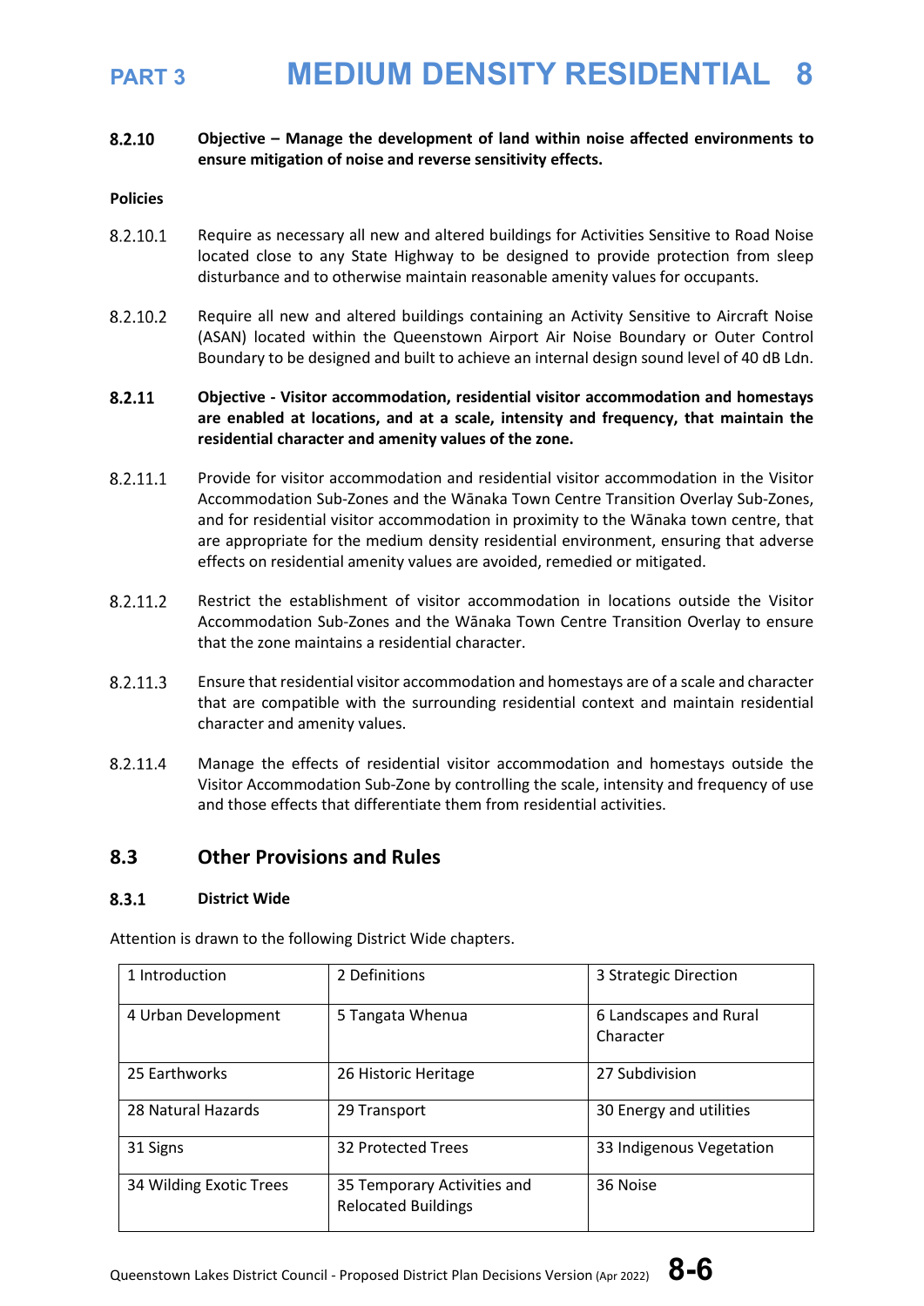**8.2.10 Objective – Manage the development of land within noise affected environments to ensure mitigation of noise and reverse sensitivity effects.**

**Policies**

8.2.10.1 Require as necessary all new and altered buildings for Activities Sensitive to Road Noise located close to any State Highway to be designed to provide protection from sleep disturbance and to otherwise maintain reasonable amenity values for occupants.

8.2.10.2 Require all new and altered buildings containing an Activity Sensitive to Aircraft Noise (ASAN) located within the Queenstown Airport Air Noise Boundary or Outer Control Boundary to be designed and built to achieve an internal design sound level of 40 dB Ldn.

**8.2.11 Objective - Visitor accommodation, residential visitor accommodation and homestays are enabled at locations, and at a scale, intensity and frequency, that maintain the residential character and amenity values of the zone.**

8.2.11.1 Provide for visitor accommodation and residential visitor accommodation in the Visitor Accommodation Sub-Zones and the Wānaka Town Centre Transition Overlay Sub-Zones, and for residential visitor accommodation in proximity to the Wānaka town centre, that are appropriate for the medium density residential environment, ensuring that adverse effects on residential amenity values are avoided, remedied or mitigated.

8.2.11.2 Restrict the establishment of visitor accommodation in locations outside the Visitor Accommodation Sub-Zones and the Wānaka Town Centre Transition Overlay to ensure that the zone maintains a residential character.

8.2.11.3 Ensure that residential visitor accommodation and homestays are of a scale and character that are compatible with the surrounding residential context and maintain residential character and amenity values.

8.2.11.4 Manage the effects of residential visitor accommodation and homestays outside the Visitor Accommodation Sub-Zone by controlling the scale, intensity and frequency of use and those effects that differentiate them from residential activities.

## 8.3 Other Provisions and Rules

### 8.3.1 District Wide

Attention is drawn to the following District Wide chapters.

| | | |
|---|---|---|
| 1 Introduction | 2 Definitions | 3 Strategic Direction |
| 4 Urban Development | 5 Tangata Whenua | 6 Landscapes and Rural Character |
| 25 Earthworks | 26 Historic Heritage | 27 Subdivision |
| 28 Natural Hazards | 29 Transport | 30 Energy and utilities |
| 31 Signs | 32 Protected Trees | 33 Indigenous Vegetation |
| 34 Wilding Exotic Trees | 35 Temporary Activities and Relocated Buildings | 36 Noise |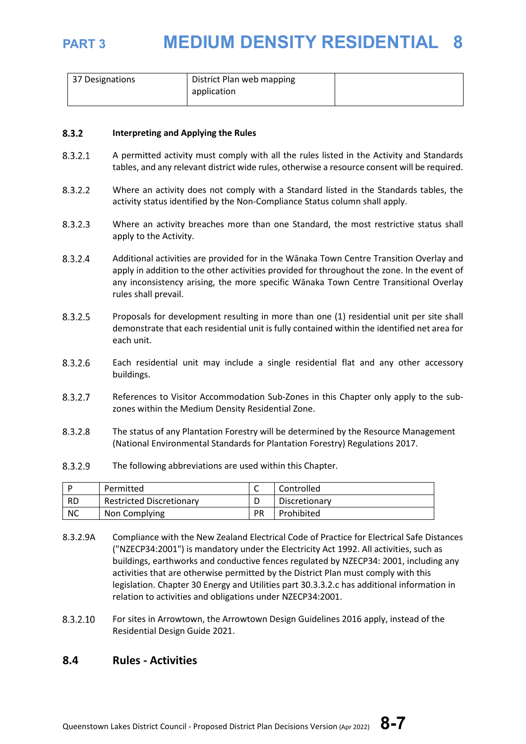| 37 Designations | District Plan web mapping application | |
|---|---|---|

### 8.3.2 Interpreting and Applying the Rules

8.3.2.1 A permitted activity must comply with all the rules listed in the Activity and Standards tables, and any relevant district wide rules, otherwise a resource consent will be required.

8.3.2.2 Where an activity does not comply with a Standard listed in the Standards tables, the activity status identified by the Non-Compliance Status column shall apply.

8.3.2.3 Where an activity breaches more than one Standard, the most restrictive status shall apply to the Activity.

8.3.2.4 Additional activities are provided for in the Wānaka Town Centre Transition Overlay and apply in addition to the other activities provided for throughout the zone. In the event of any inconsistency arising, the more specific Wānaka Town Centre Transitional Overlay rules shall prevail.

8.3.2.5 Proposals for development resulting in more than one (1) residential unit per site shall demonstrate that each residential unit is fully contained within the identified net area for each unit.

8.3.2.6 Each residential unit may include a single residential flat and any other accessory buildings.

8.3.2.7 References to Visitor Accommodation Sub-Zones in this Chapter only apply to the sub-zones within the Medium Density Residential Zone.

8.3.2.8 The status of any Plantation Forestry will be determined by the Resource Management (National Environmental Standards for Plantation Forestry) Regulations 2017.

8.3.2.9 The following abbreviations are used within this Chapter.

| P | Permitted | C | Controlled |
|---|---|---|---|
| RD | Restricted Discretionary | D | Discretionary |
| NC | Non Complying | PR | Prohibited |

8.3.2.9A Compliance with the New Zealand Electrical Code of Practice for Electrical Safe Distances ("NZECP34:2001") is mandatory under the Electricity Act 1992. All activities, such as buildings, earthworks and conductive fences regulated by NZECP34: 2001, including any activities that are otherwise permitted by the District Plan must comply with this legislation. Chapter 30 Energy and Utilities part 30.3.3.2.c has additional information in relation to activities and obligations under NZECP34:2001.

8.3.2.10 For sites in Arrowtown, the Arrowtown Design Guidelines 2016 apply, instead of the Residential Design Guide 2021.

## 8.4 Rules - Activities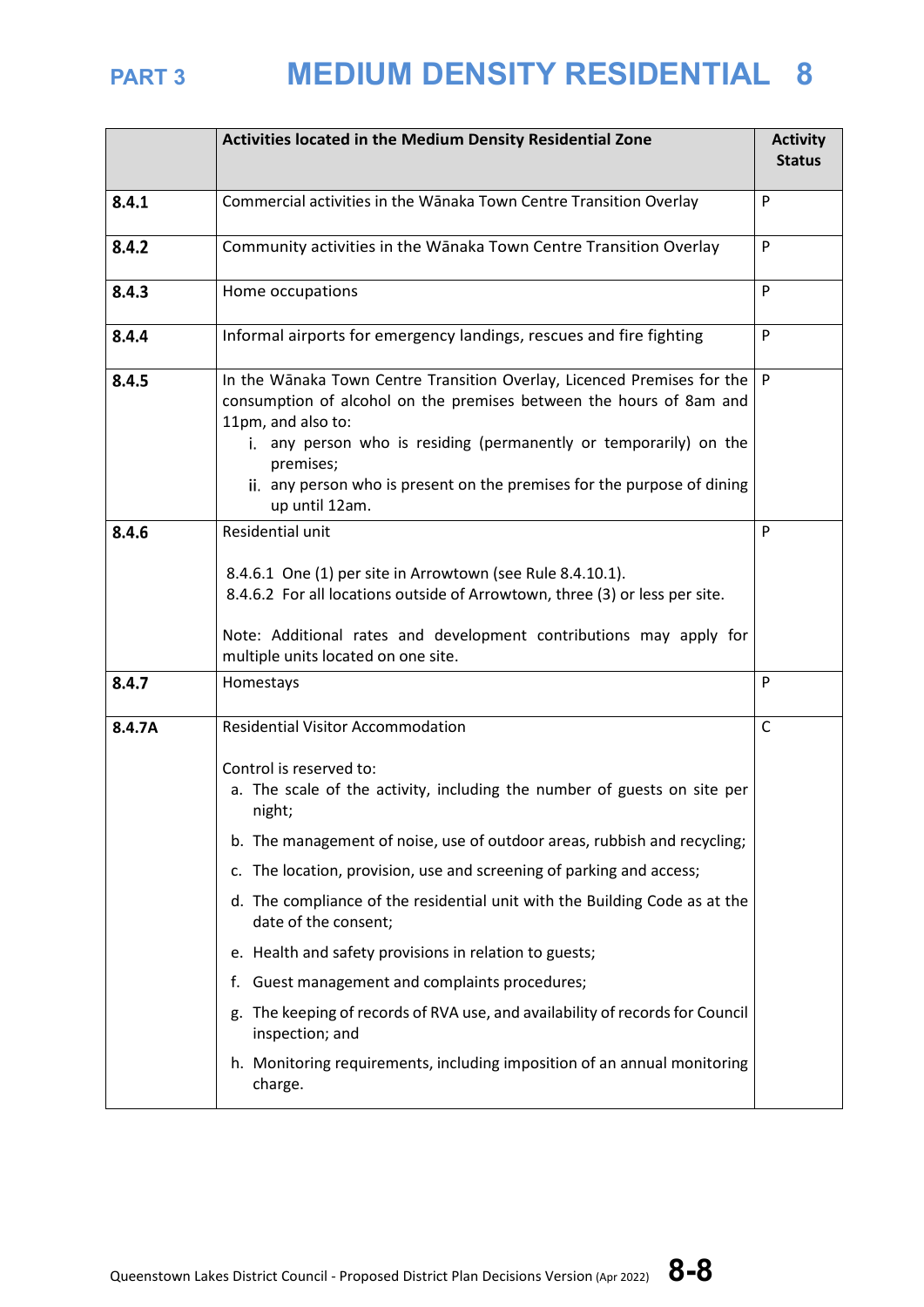| | Activities located in the Medium Density Residential Zone | Activity Status |
|---|---|---|
| **8.4.1** | Commercial activities in the Wānaka Town Centre Transition Overlay | P |
| **8.4.2** | Community activities in the Wānaka Town Centre Transition Overlay | P |
| **8.4.3** | Home occupations | P |
| **8.4.4** | Informal airports for emergency landings, rescues and fire fighting | P |
| **8.4.5** | In the Wānaka Town Centre Transition Overlay, Licenced Premises for the consumption of alcohol on the premises between the hours of 8am and 11pm, and also to:<br>i. any person who is residing (permanently or temporarily) on the premises;<br>ii. any person who is present on the premises for the purpose of dining up until 12am. | P |
| **8.4.6** | Residential unit<br><br>8.4.6.1 One (1) per site in Arrowtown (see Rule 8.4.10.1).<br>8.4.6.2 For all locations outside of Arrowtown, three (3) or less per site.<br><br>Note: Additional rates and development contributions may apply for multiple units located on one site. | P |
| **8.4.7** | Homestays | P |
| **8.4.7A** | Residential Visitor Accommodation<br><br>Control is reserved to:<br>a. The scale of the activity, including the number of guests on site per night;<br>b. The management of noise, use of outdoor areas, rubbish and recycling;<br>c. The location, provision, use and screening of parking and access;<br>d. The compliance of the residential unit with the Building Code as at the date of the consent;<br>e. Health and safety provisions in relation to guests;<br>f. Guest management and complaints procedures;<br>g. The keeping of records of RVA use, and availability of records for Council inspection; and<br>h. Monitoring requirements, including imposition of an annual monitoring charge. | C |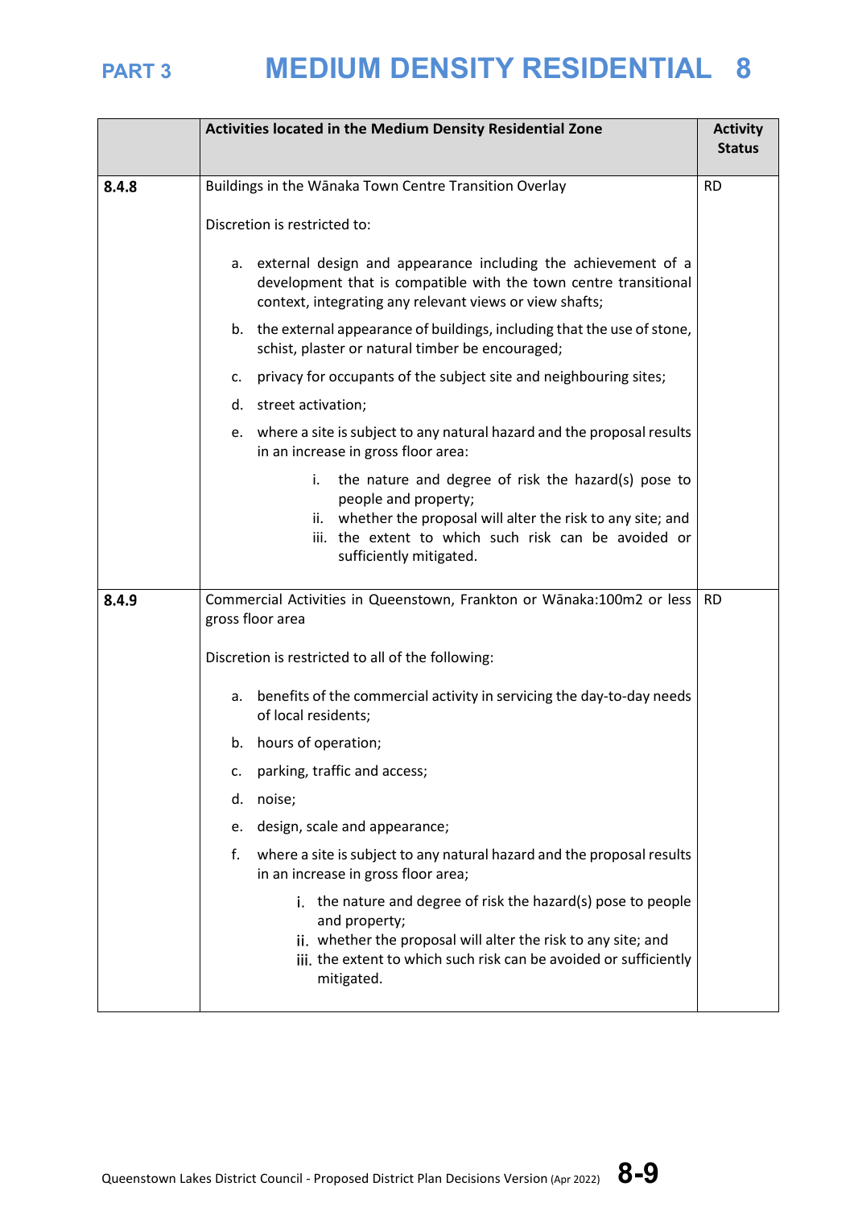| | Activities located in the Medium Density Residential Zone | Activity Status |
|---|---|---|
| **8.4.8** | Buildings in the Wānaka Town Centre Transition Overlay<br><br>Discretion is restricted to:<br><br>a. external design and appearance including the achievement of a development that is compatible with the town centre transitional context, integrating any relevant views or view shafts;<br>b. the external appearance of buildings, including that the use of stone, schist, plaster or natural timber be encouraged;<br>c. privacy for occupants of the subject site and neighbouring sites;<br>d. street activation;<br>e. where a site is subject to any natural hazard and the proposal results in an increase in gross floor area:<br>i. the nature and degree of risk the hazard(s) pose to people and property;<br>ii. whether the proposal will alter the risk to any site; and<br>iii. the extent to which such risk can be avoided or sufficiently mitigated. | RD |
| **8.4.9** | Commercial Activities in Queenstown, Frankton or Wānaka:100m2 or less gross floor area<br><br>Discretion is restricted to all of the following:<br><br>a. benefits of the commercial activity in servicing the day-to-day needs of local residents;<br>b. hours of operation;<br>c. parking, traffic and access;<br>d. noise;<br>e. design, scale and appearance;<br>f. where a site is subject to any natural hazard and the proposal results in an increase in gross floor area;<br>i. the nature and degree of risk the hazard(s) pose to people and property;<br>ii. whether the proposal will alter the risk to any site; and<br>iii. the extent to which such risk can be avoided or sufficiently mitigated. | RD |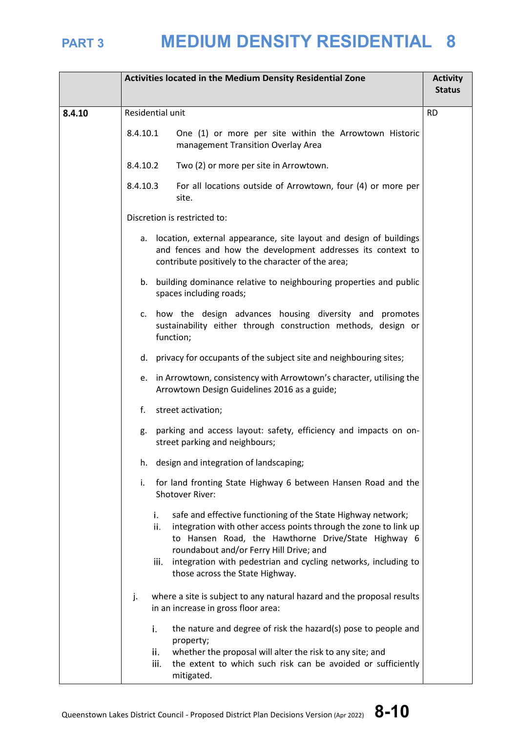| | Activities located in the Medium Density Residential Zone | Activity Status |
|---|---|---|
| **8.4.10** | Residential unit<br><br>8.4.10.1 One (1) or more per site within the Arrowtown Historic management Transition Overlay Area<br><br>8.4.10.2 Two (2) or more per site in Arrowtown.<br><br>8.4.10.3 For all locations outside of Arrowtown, four (4) or more per site.<br><br>Discretion is restricted to:<br><br>a. location, external appearance, site layout and design of buildings and fences and how the development addresses its context to contribute positively to the character of the area;<br><br>b. building dominance relative to neighbouring properties and public spaces including roads;<br><br>c. how the design advances housing diversity and promotes sustainability either through construction methods, design or function;<br><br>d. privacy for occupants of the subject site and neighbouring sites;<br><br>e. in Arrowtown, consistency with Arrowtown's character, utilising the Arrowtown Design Guidelines 2016 as a guide;<br><br>f. street activation;<br><br>g. parking and access layout: safety, efficiency and impacts on on-street parking and neighbours;<br><br>h. design and integration of landscaping;<br><br>i. for land fronting State Highway 6 between Hansen Road and the Shotover River:<br><br>i. safe and effective functioning of the State Highway network;<br>ii. integration with other access points through the zone to link up to Hansen Road, the Hawthorne Drive/State Highway 6 roundabout and/or Ferry Hill Drive; and<br>iii. integration with pedestrian and cycling networks, including to those across the State Highway.<br><br>j. where a site is subject to any natural hazard and the proposal results in an increase in gross floor area:<br><br>i. the nature and degree of risk the hazard(s) pose to people and property;<br>ii. whether the proposal will alter the risk to any site; and<br>iii. the extent to which such risk can be avoided or sufficiently mitigated. | RD |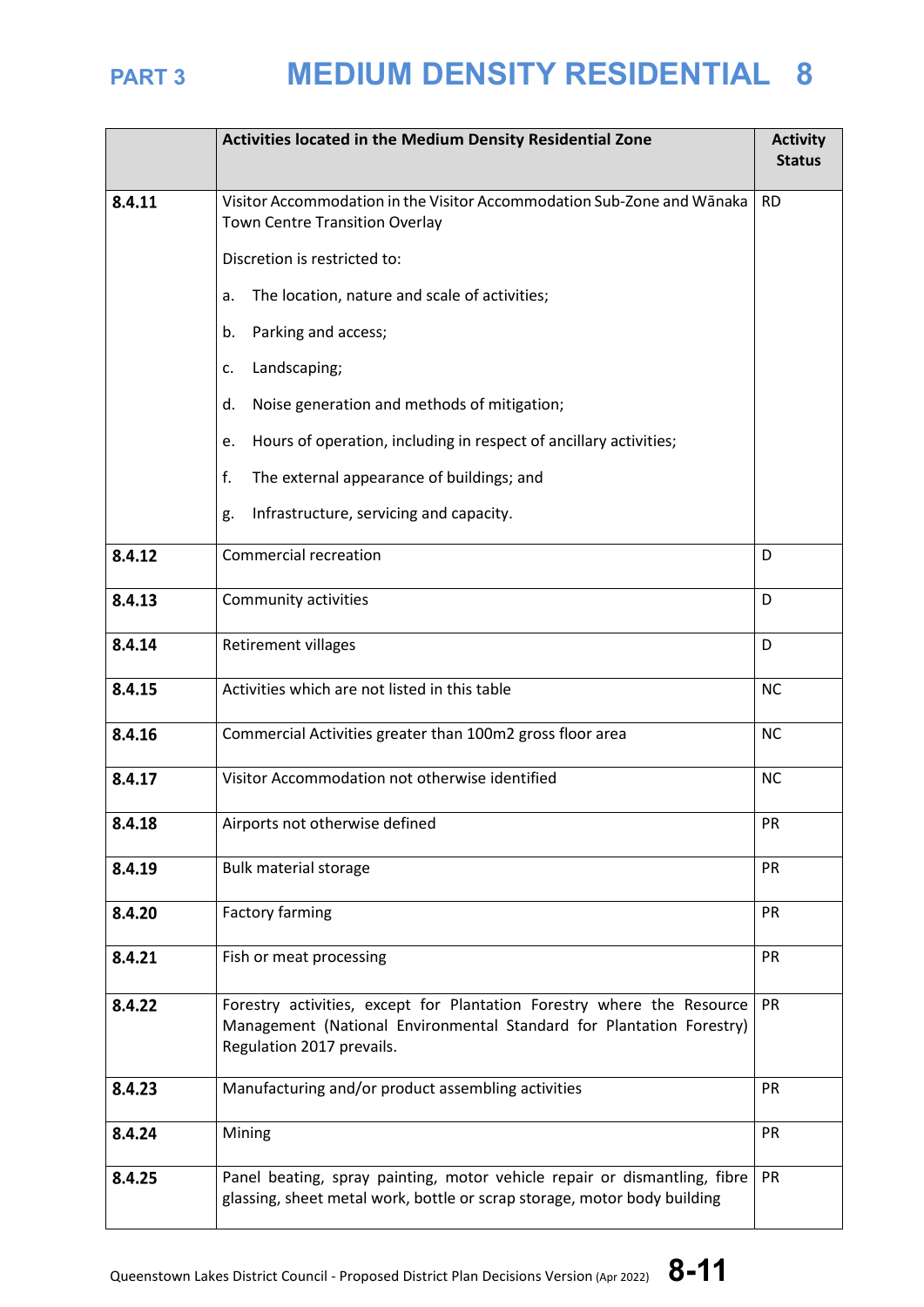| | Activities located in the Medium Density Residential Zone | Activity Status |
|---|---|---|
| 8.4.11 | Visitor Accommodation in the Visitor Accommodation Sub-Zone and Wānaka Town Centre Transition Overlay<br><br>Discretion is restricted to:<br><br>a. The location, nature and scale of activities;<br><br>b. Parking and access;<br><br>c. Landscaping;<br><br>d. Noise generation and methods of mitigation;<br><br>e. Hours of operation, including in respect of ancillary activities;<br><br>f. The external appearance of buildings; and<br><br>g. Infrastructure, servicing and capacity. | RD |
| 8.4.12 | Commercial recreation | D |
| 8.4.13 | Community activities | D |
| 8.4.14 | Retirement villages | D |
| 8.4.15 | Activities which are not listed in this table | NC |
| 8.4.16 | Commercial Activities greater than 100m2 gross floor area | NC |
| 8.4.17 | Visitor Accommodation not otherwise identified | NC |
| 8.4.18 | Airports not otherwise defined | PR |
| 8.4.19 | Bulk material storage | PR |
| 8.4.20 | Factory farming | PR |
| 8.4.21 | Fish or meat processing | PR |
| 8.4.22 | Forestry activities, except for Plantation Forestry where the Resource Management (National Environmental Standard for Plantation Forestry) Regulation 2017 prevails. | PR |
| 8.4.23 | Manufacturing and/or product assembling activities | PR |
| 8.4.24 | Mining | PR |
| 8.4.25 | Panel beating, spray painting, motor vehicle repair or dismantling, fibre glassing, sheet metal work, bottle or scrap storage, motor body building | PR |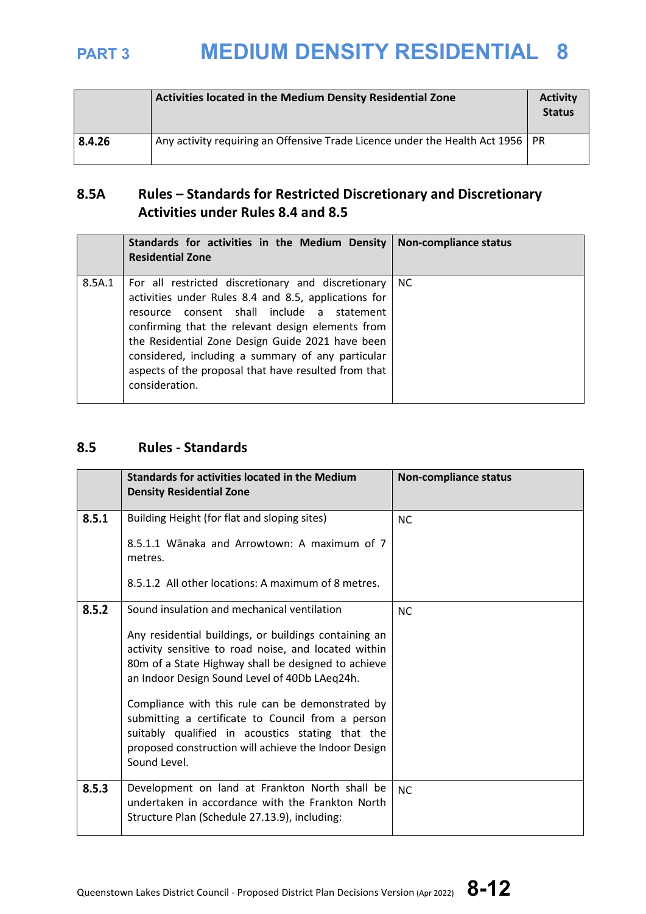| | Activities located in the Medium Density Residential Zone | Activity Status |
|---|---|---|
| **8.4.26** | Any activity requiring an Offensive Trade Licence under the Health Act 1956 | PR |

## 8.5A Rules – Standards for Restricted Discretionary and Discretionary Activities under Rules 8.4 and 8.5

| | Standards for activities in the Medium Density Residential Zone | Non-compliance status |
|---|---|---|
| 8.5A.1 | For all restricted discretionary and discretionary activities under Rules 8.4 and 8.5, applications for resource consent shall include a statement confirming that the relevant design elements from the Residential Zone Design Guide 2021 have been considered, including a summary of any particular aspects of the proposal that have resulted from that consideration. | NC |

## 8.5 Rules - Standards

| | Standards for activities located in the Medium Density Residential Zone | Non-compliance status |
|---|---|---|
| **8.5.1** | Building Height (for flat and sloping sites)<br><br>8.5.1.1 Wānaka and Arrowtown: A maximum of 7 metres.<br><br>8.5.1.2 All other locations: A maximum of 8 metres. | NC |
| **8.5.2** | Sound insulation and mechanical ventilation<br><br>Any residential buildings, or buildings containing an activity sensitive to road noise, and located within 80m of a State Highway shall be designed to achieve an Indoor Design Sound Level of 40Db LAeq24h.<br><br>Compliance with this rule can be demonstrated by submitting a certificate to Council from a person suitably qualified in acoustics stating that the proposed construction will achieve the Indoor Design Sound Level. | NC |
| **8.5.3** | Development on land at Frankton North shall be undertaken in accordance with the Frankton North Structure Plan (Schedule 27.13.9), including: | NC |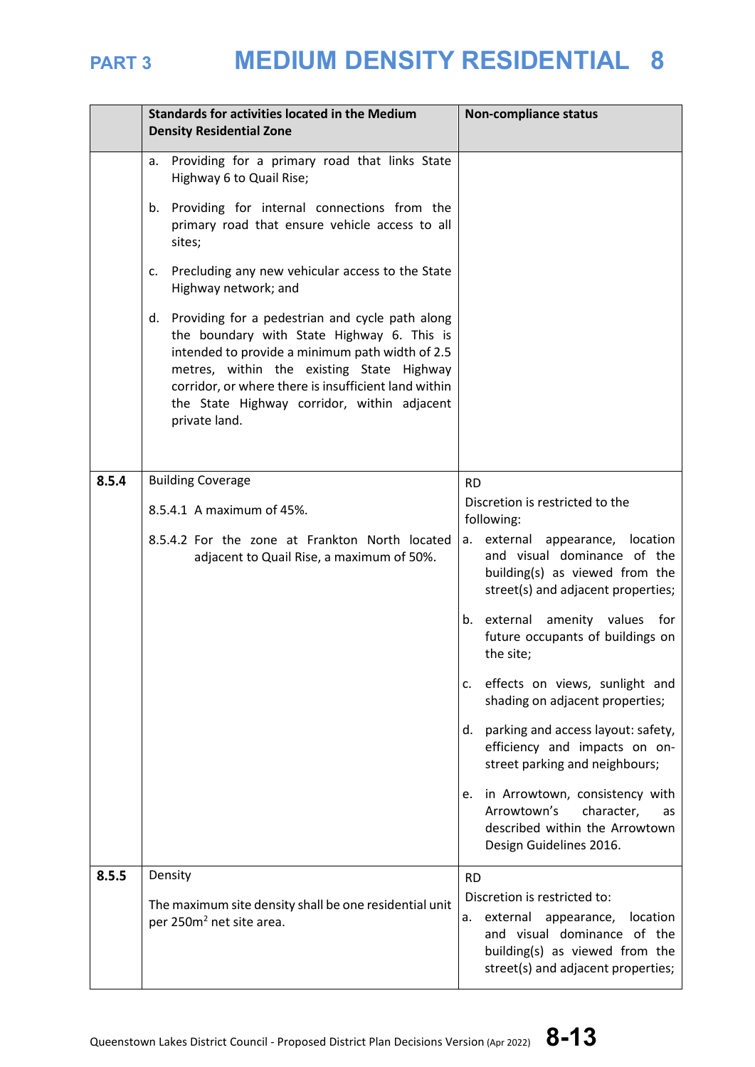| | Standards for activities located in the Medium Density Residential Zone | Non-compliance status |
|---|---|---|
| | a. Providing for a primary road that links State Highway 6 to Quail Rise;<br><br>b. Providing for internal connections from the primary road that ensure vehicle access to all sites;<br><br>c. Precluding any new vehicular access to the State Highway network; and<br><br>d. Providing for a pedestrian and cycle path along the boundary with State Highway 6. This is intended to provide a minimum path width of 2.5 metres, within the existing State Highway corridor, or where there is insufficient land within the State Highway corridor, within adjacent private land. | |
| **8.5.4** | Building Coverage<br><br>8.5.4.1 A maximum of 45%.<br><br>8.5.4.2 For the zone at Frankton North located adjacent to Quail Rise, a maximum of 50%. | RD<br>Discretion is restricted to the following:<br>a. external appearance, location and visual dominance of the building(s) as viewed from the street(s) and adjacent properties;<br><br>b. external amenity values for future occupants of buildings on the site;<br><br>c. effects on views, sunlight and shading on adjacent properties;<br><br>d. parking and access layout: safety, efficiency and impacts on on-street parking and neighbours;<br><br>e. in Arrowtown, consistency with Arrowtown's character, as described within the Arrowtown Design Guidelines 2016. |
| **8.5.5** | Density<br><br>The maximum site density shall be one residential unit per 250m$^2$ net site area. | RD<br>Discretion is restricted to:<br>a. external appearance, location and visual dominance of the building(s) as viewed from the street(s) and adjacent properties; |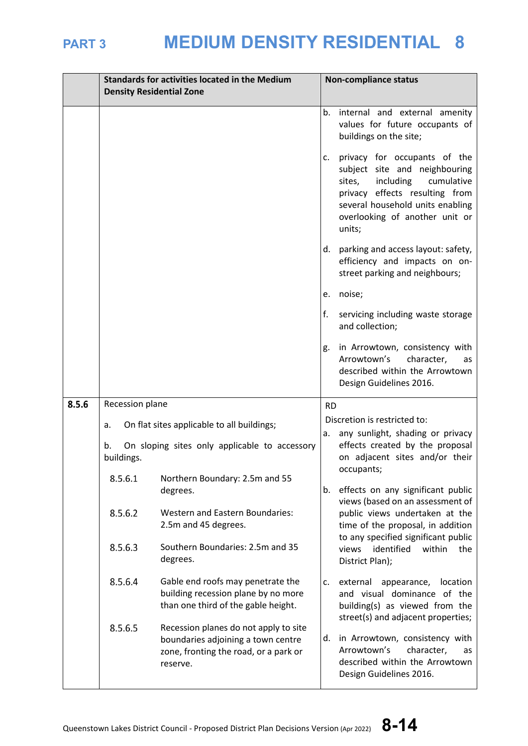| | Standards for activities located in the Medium Density Residential Zone | Non-compliance status |
|---|---|---|
| | | b. internal and external amenity values for future occupants of buildings on the site;<br><br>c. privacy for occupants of the subject site and neighbouring sites, including cumulative privacy effects resulting from several household units enabling overlooking of another unit or units;<br><br>d. parking and access layout: safety, efficiency and impacts on on-street parking and neighbours;<br><br>e. noise;<br><br>f. servicing including waste storage and collection;<br><br>g. in Arrowtown, consistency with Arrowtown's character, as described within the Arrowtown Design Guidelines 2016. |
| **8.5.6** | Recession plane<br><br>a. On flat sites applicable to all buildings;<br><br>b. On sloping sites only applicable to accessory buildings.<br><br>8.5.6.1 Northern Boundary: 2.5m and 55 degrees.<br><br>8.5.6.2 Western and Eastern Boundaries: 2.5m and 45 degrees.<br><br>8.5.6.3 Southern Boundaries: 2.5m and 35 degrees.<br><br>8.5.6.4 Gable end roofs may penetrate the building recession plane by no more than one third of the gable height.<br><br>8.5.6.5 Recession planes do not apply to site boundaries adjoining a town centre zone, fronting the road, or a park or reserve. | RD<br><br>Discretion is restricted to:<br><br>a. any sunlight, shading or privacy effects created by the proposal on adjacent sites and/or their occupants;<br><br>b. effects on any significant public views (based on an assessment of public views undertaken at the time of the proposal, in addition to any specified significant public views identified within the District Plan);<br><br>c. external appearance, location and visual dominance of the building(s) as viewed from the street(s) and adjacent properties;<br><br>d. in Arrowtown, consistency with Arrowtown's character, as described within the Arrowtown Design Guidelines 2016. |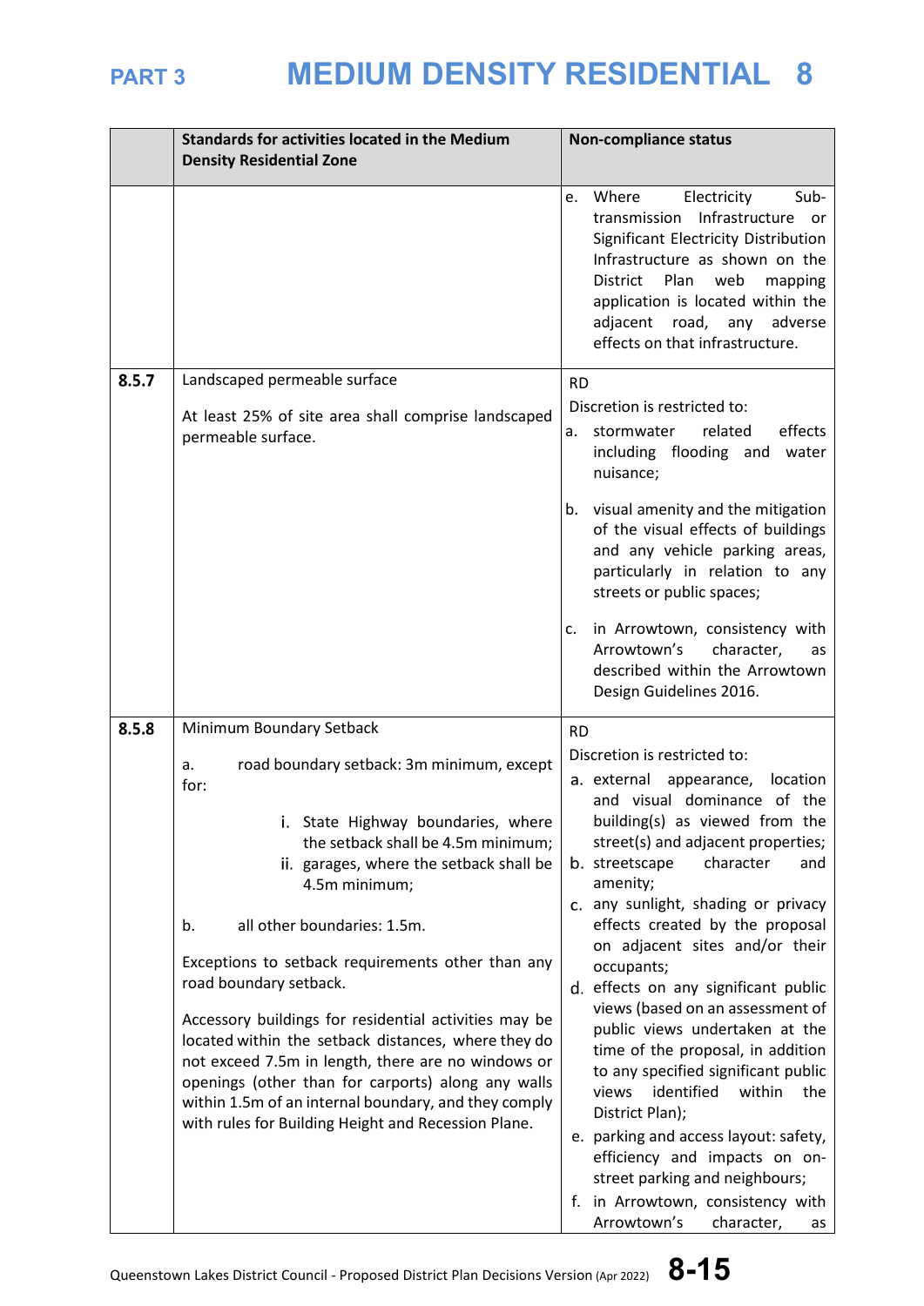| | Standards for activities located in the Medium Density Residential Zone | Non-compliance status |
|---|---|---|
| | | e. Where Electricity Sub-transmission Infrastructure or Significant Electricity Distribution Infrastructure as shown on the District Plan web mapping application is located within the adjacent road, any adverse effects on that infrastructure. |
| **8.5.7** | Landscaped permeable surface<br><br>At least 25% of site area shall comprise landscaped permeable surface. | RD<br>Discretion is restricted to:<br>a. stormwater related effects including flooding and water nuisance;<br>b. visual amenity and the mitigation of the visual effects of buildings and any vehicle parking areas, particularly in relation to any streets or public spaces;<br>c. in Arrowtown, consistency with Arrowtown's character, as described within the Arrowtown Design Guidelines 2016. |
| **8.5.8** | Minimum Boundary Setback<br><br>a. road boundary setback: 3m minimum, except for:<br>i. State Highway boundaries, where the setback shall be 4.5m minimum;<br>ii. garages, where the setback shall be 4.5m minimum;<br><br>b. all other boundaries: 1.5m.<br><br>Exceptions to setback requirements other than any road boundary setback.<br><br>Accessory buildings for residential activities may be located within the setback distances, where they do not exceed 7.5m in length, there are no windows or openings (other than for carports) along any walls within 1.5m of an internal boundary, and they comply with rules for Building Height and Recession Plane. | RD<br>Discretion is restricted to:<br>a. external appearance, location and visual dominance of the building(s) as viewed from the street(s) and adjacent properties;<br>b. streetscape character and amenity;<br>c. any sunlight, shading or privacy effects created by the proposal on adjacent sites and/or their occupants;<br>d. effects on any significant public views (based on an assessment of public views undertaken at the time of the proposal, in addition to any specified significant public views identified within the District Plan);<br>e. parking and access layout: safety, efficiency and impacts on on-street parking and neighbours;<br>f. in Arrowtown, consistency with Arrowtown's character, as |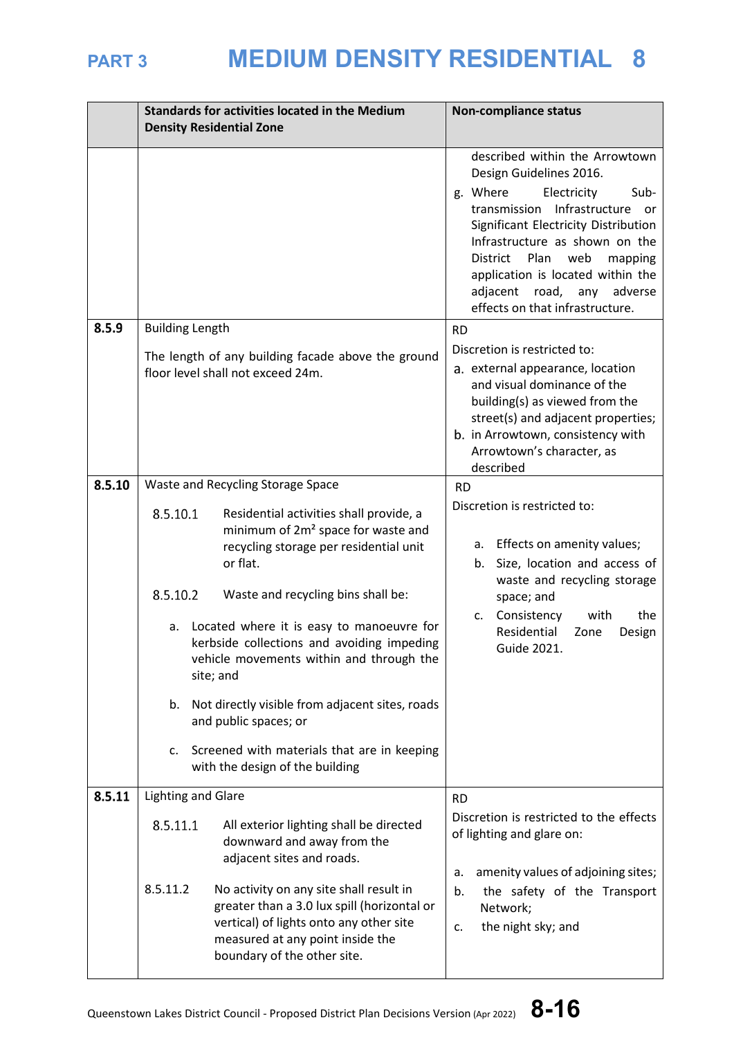| | Standards for activities located in the Medium Density Residential Zone | Non-compliance status |
|---|---|---|
| | | described within the Arrowtown Design Guidelines 2016.<br>g. Where Electricity Sub-transmission Infrastructure or Significant Electricity Distribution Infrastructure as shown on the District Plan web mapping application is located within the adjacent road, any adverse effects on that infrastructure. |
| **8.5.9** | Building Length<br><br>The length of any building facade above the ground floor level shall not exceed 24m. | RD<br>Discretion is restricted to:<br>a. external appearance, location and visual dominance of the building(s) as viewed from the street(s) and adjacent properties;<br>b. in Arrowtown, consistency with Arrowtown's character, as described |
| **8.5.10** | Waste and Recycling Storage Space<br><br>8.5.10.1 Residential activities shall provide, a minimum of 2m² space for waste and recycling storage per residential unit or flat.<br><br>8.5.10.2 Waste and recycling bins shall be:<br><br>a. Located where it is easy to manoeuvre for kerbside collections and avoiding impeding vehicle movements within and through the site; and<br><br>b. Not directly visible from adjacent sites, roads and public spaces; or<br><br>c. Screened with materials that are in keeping with the design of the building | RD<br>Discretion is restricted to:<br><br>a. Effects on amenity values;<br>b. Size, location and access of waste and recycling storage space; and<br>c. Consistency with the Residential Zone Design Guide 2021. |
| **8.5.11** | Lighting and Glare<br><br>8.5.11.1 All exterior lighting shall be directed downward and away from the adjacent sites and roads.<br><br>8.5.11.2 No activity on any site shall result in greater than a 3.0 lux spill (horizontal or vertical) of lights onto any other site measured at any point inside the boundary of the other site. | RD<br>Discretion is restricted to the effects of lighting and glare on:<br><br>a. amenity values of adjoining sites;<br>b. the safety of the Transport Network;<br>c. the night sky; and |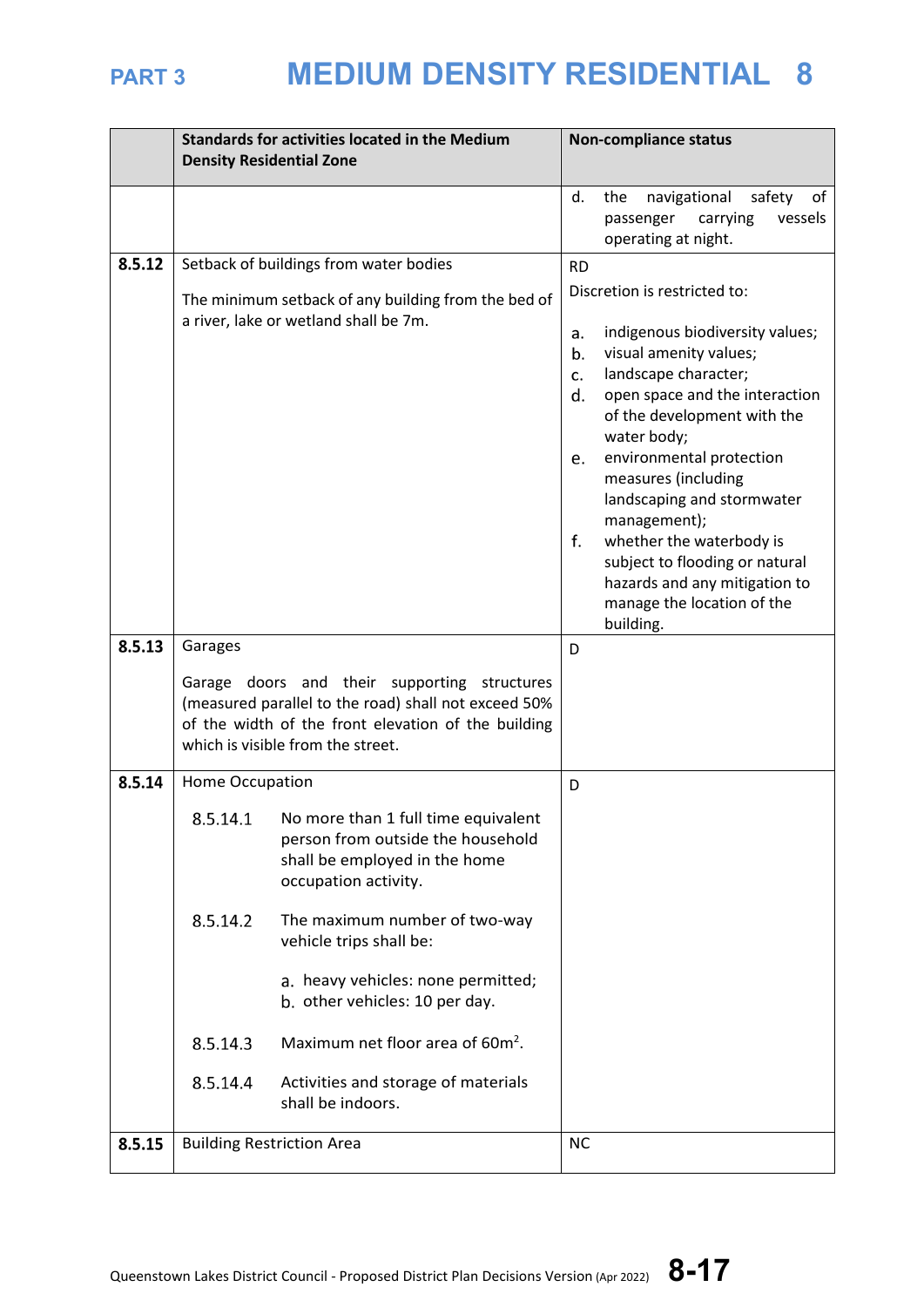| | Standards for activities located in the Medium Density Residential Zone | Non-compliance status |
|---|---|---|
| | | d. the navigational safety of passenger carrying vessels operating at night. |
| **8.5.12** | Setback of buildings from water bodies<br><br>The minimum setback of any building from the bed of a river, lake or wetland shall be 7m. | RD<br><br>Discretion is restricted to:<br><br>a. indigenous biodiversity values;<br>b. visual amenity values;<br>c. landscape character;<br>d. open space and the interaction of the development with the water body;<br>e. environmental protection measures (including landscaping and stormwater management);<br>f. whether the waterbody is subject to flooding or natural hazards and any mitigation to manage the location of the building. |
| **8.5.13** | Garages<br><br>Garage doors and their supporting structures (measured parallel to the road) shall not exceed 50% of the width of the front elevation of the building which is visible from the street. | D |
| **8.5.14** | Home Occupation<br><br>8.5.14.1 No more than 1 full time equivalent person from outside the household shall be employed in the home occupation activity.<br><br>8.5.14.2 The maximum number of two-way vehicle trips shall be:<br><br>a. heavy vehicles: none permitted;<br>b. other vehicles: 10 per day.<br><br>8.5.14.3 Maximum net floor area of 60m$^2$.<br><br>8.5.14.4 Activities and storage of materials shall be indoors. | D |
| **8.5.15** | Building Restriction Area | NC |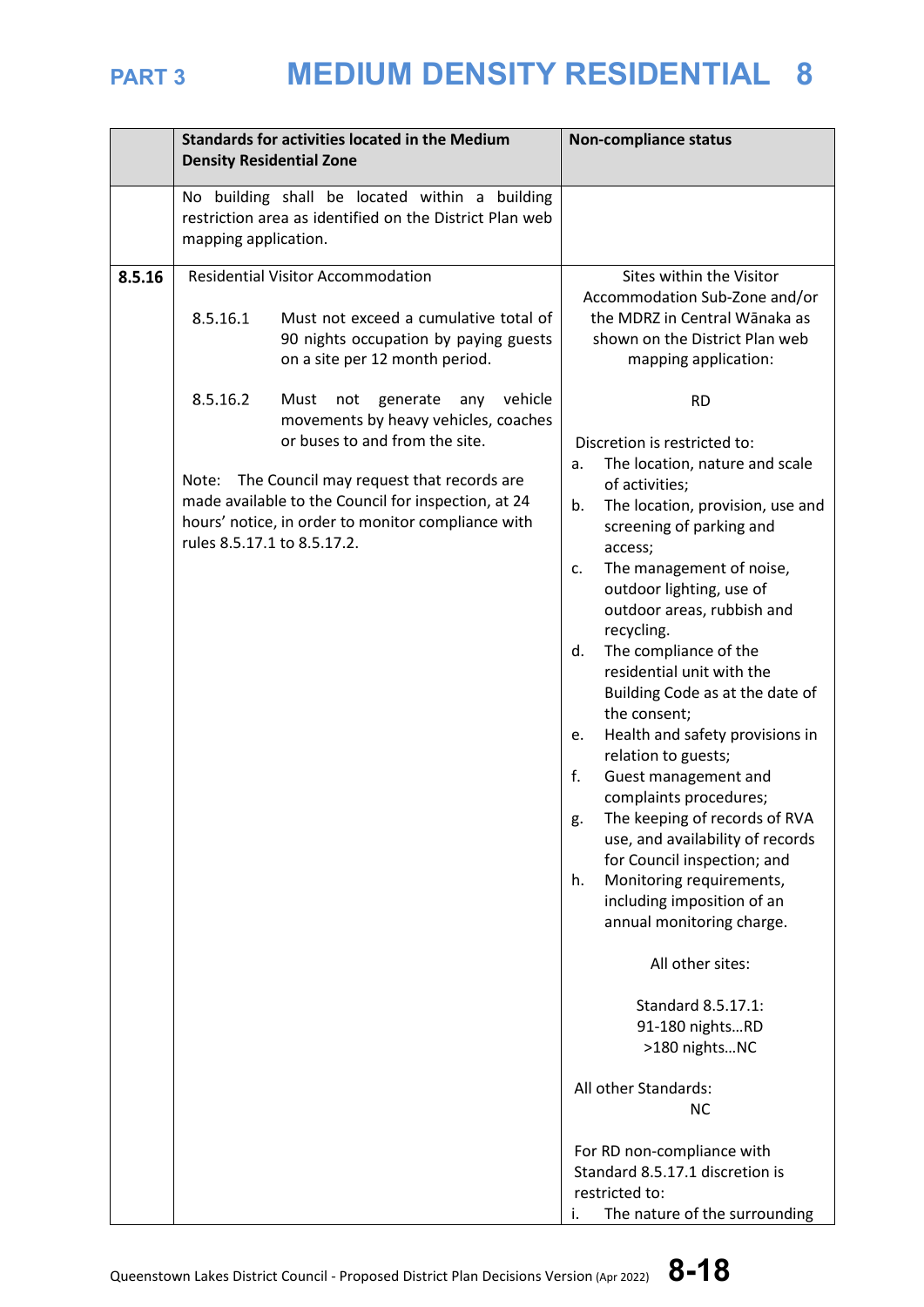| | Standards for activities located in the Medium Density Residential Zone | Non-compliance status |
|---|---|---|
| | No building shall be located within a building restriction area as identified on the District Plan web mapping application. | |
| **8.5.16** | Residential Visitor Accommodation<br><br>8.5.16.1 Must not exceed a cumulative total of 90 nights occupation by paying guests on a site per 12 month period.<br><br>8.5.16.2 Must not generate any vehicle movements by heavy vehicles, coaches or buses to and from the site.<br><br>Note: The Council may request that records are made available to the Council for inspection, at 24 hours' notice, in order to monitor compliance with rules 8.5.17.1 to 8.5.17.2. | Sites within the Visitor Accommodation Sub-Zone and/or the MDRZ in Central Wānaka as shown on the District Plan web mapping application:<br><br>RD<br><br>Discretion is restricted to:<br>a. The location, nature and scale of activities;<br>b. The location, provision, use and screening of parking and access;<br>c. The management of noise, outdoor lighting, use of outdoor areas, rubbish and recycling.<br>d. The compliance of the residential unit with the Building Code as at the date of the consent;<br>e. Health and safety provisions in relation to guests;<br>f. Guest management and complaints procedures;<br>g. The keeping of records of RVA use, and availability of records for Council inspection; and<br>h. Monitoring requirements, including imposition of an annual monitoring charge.<br><br>All other sites:<br><br>Standard 8.5.17.1:<br>91-180 nights…RD<br>>180 nights…NC<br><br>All other Standards:<br>NC<br><br>For RD non-compliance with Standard 8.5.17.1 discretion is restricted to:<br>i. The nature of the surrounding |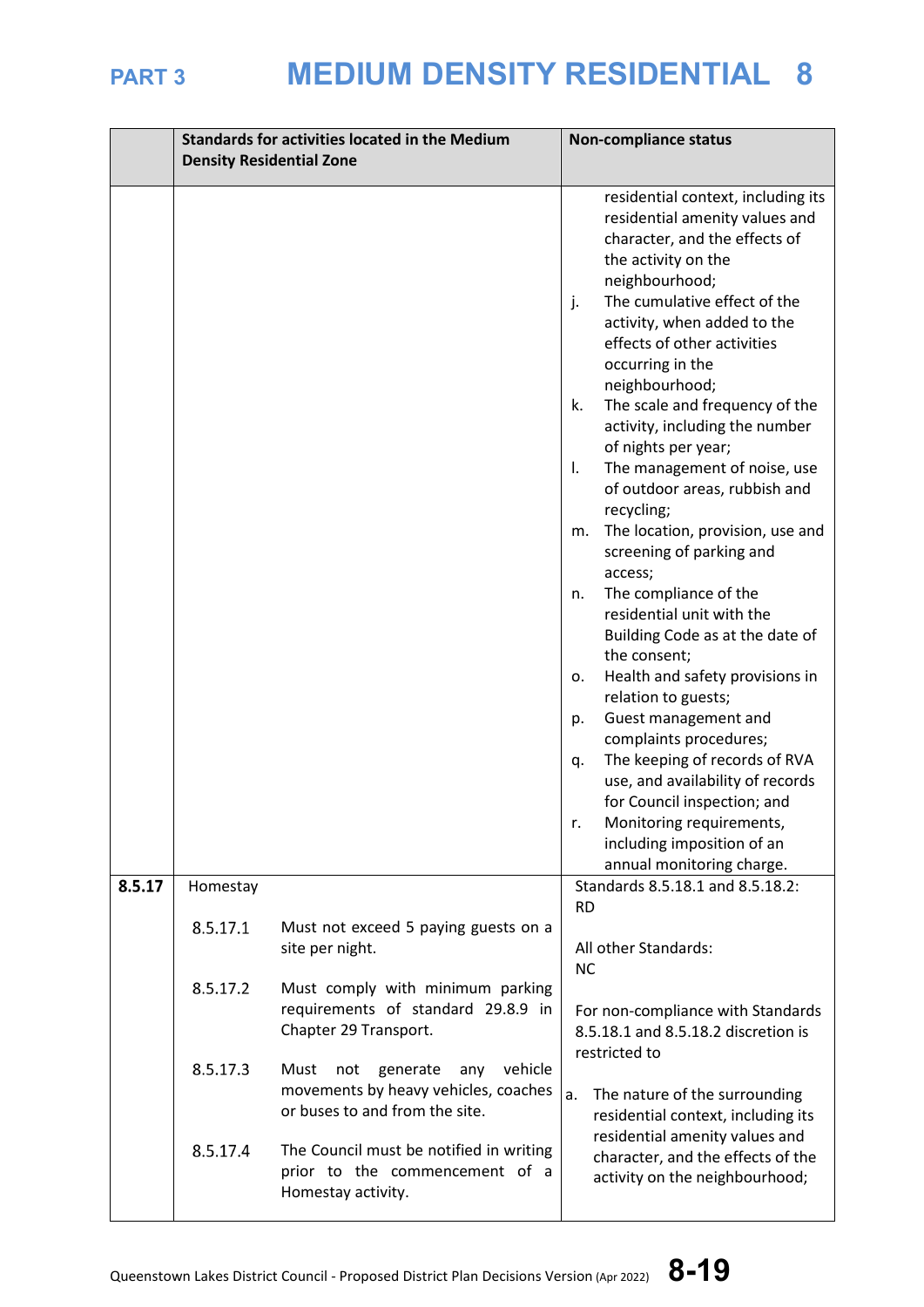| | Standards for activities located in the Medium Density Residential Zone | Non-compliance status |
|---|---|---|
| | | residential context, including its residential amenity values and character, and the effects of the activity on the neighbourhood;<br>j. The cumulative effect of the activity, when added to the effects of other activities occurring in the neighbourhood;<br>k. The scale and frequency of the activity, including the number of nights per year;<br>l. The management of noise, use of outdoor areas, rubbish and recycling;<br>m. The location, provision, use and screening of parking and access;<br>n. The compliance of the residential unit with the Building Code as at the date of the consent;<br>o. Health and safety provisions in relation to guests;<br>p. Guest management and complaints procedures;<br>q. The keeping of records of RVA use, and availability of records for Council inspection; and<br>r. Monitoring requirements, including imposition of an annual monitoring charge. |
| **8.5.17** | Homestay<br><br>8.5.17.1 Must not exceed 5 paying guests on a site per night.<br><br>8.5.17.2 Must comply with minimum parking requirements of standard 29.8.9 in Chapter 29 Transport.<br><br>8.5.17.3 Must not generate any vehicle movements by heavy vehicles, coaches or buses to and from the site.<br><br>8.5.17.4 The Council must be notified in writing prior to the commencement of a Homestay activity. | Standards 8.5.18.1 and 8.5.18.2: RD<br><br>All other Standards: NC<br><br>For non-compliance with Standards 8.5.18.1 and 8.5.18.2 discretion is restricted to<br><br>a. The nature of the surrounding residential context, including its residential amenity values and character, and the effects of the activity on the neighbourhood; |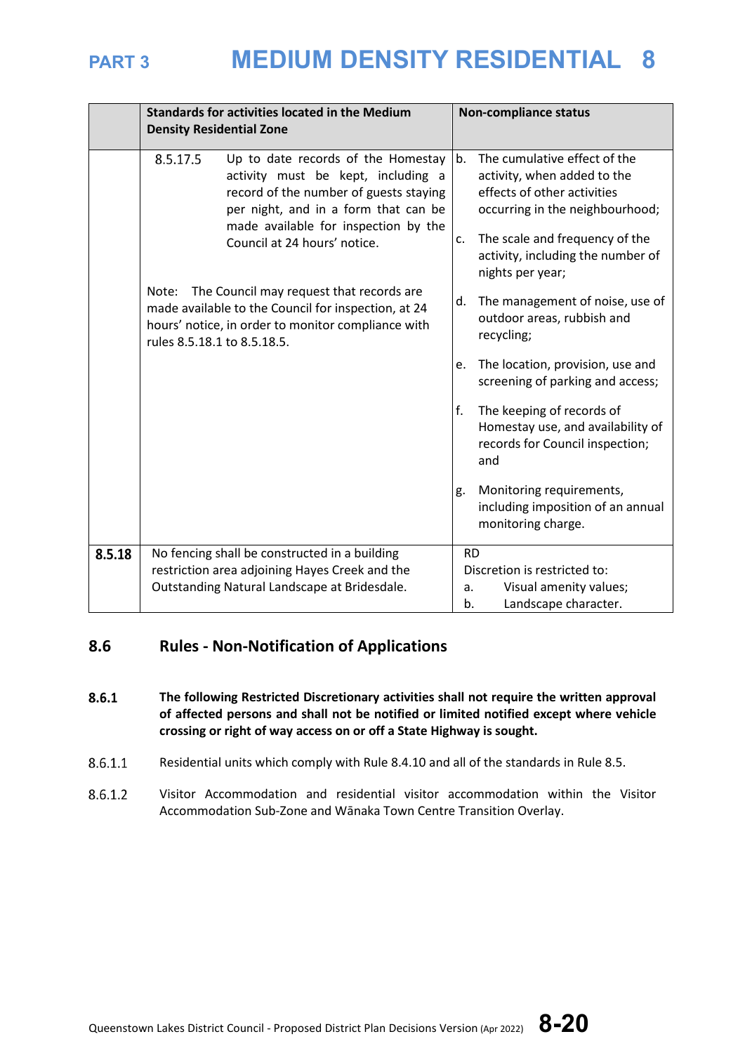| | Standards for activities located in the Medium Density Residential Zone | Non-compliance status |
|---|---|---|
| | 8.5.17.5 Up to date records of the Homestay activity must be kept, including a record of the number of guests staying per night, and in a form that can be made available for inspection by the Council at 24 hours' notice.<br><br>Note: The Council may request that records are made available to the Council for inspection, at 24 hours' notice, in order to monitor compliance with rules 8.5.18.1 to 8.5.18.5. | b. The cumulative effect of the activity, when added to the effects of other activities occurring in the neighbourhood;<br><br>c. The scale and frequency of the activity, including the number of nights per year;<br><br>d. The management of noise, use of outdoor areas, rubbish and recycling;<br><br>e. The location, provision, use and screening of parking and access;<br><br>f. The keeping of records of Homestay use, and availability of records for Council inspection; and<br><br>g. Monitoring requirements, including imposition of an annual monitoring charge. |
| **8.5.18** | No fencing shall be constructed in a building restriction area adjoining Hayes Creek and the Outstanding Natural Landscape at Bridesdale. | RD<br>Discretion is restricted to:<br>a. Visual amenity values;<br>b. Landscape character. |

## 8.6 Rules - Non-Notification of Applications

**8.6.1 The following Restricted Discretionary activities shall not require the written approval of affected persons and shall not be notified or limited notified except where vehicle crossing or right of way access on or off a State Highway is sought.**

8.6.1.1 Residential units which comply with Rule 8.4.10 and all of the standards in Rule 8.5.

8.6.1.2 Visitor Accommodation and residential visitor accommodation within the Visitor Accommodation Sub-Zone and Wānaka Town Centre Transition Overlay.